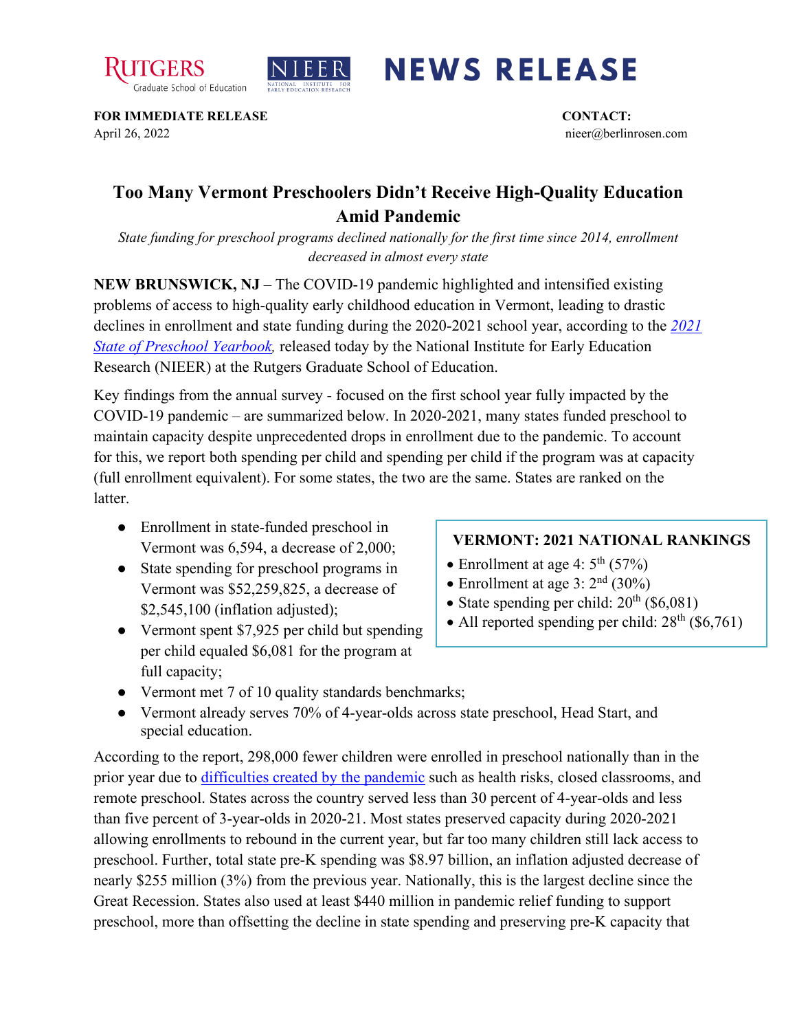RUTGERS Graduate School of Education | NIEER NATIONAL INSTITUTE FOR EARLY EDUCATION RESEARCH

# NEWS RELEASE

**FOR IMMEDIATE RELEASE**
April 26, 2022

**CONTACT:**
nieer@berlinrosen.com

## Too Many Vermont Preschoolers Didn't Receive High-Quality Education Amid Pandemic

*State funding for preschool programs declined nationally for the first time since 2014, enrollment decreased in almost every state*

**NEW BRUNSWICK, NJ** – The COVID-19 pandemic highlighted and intensified existing problems of access to high-quality early childhood education in Vermont, leading to drastic declines in enrollment and state funding during the 2020-2021 school year, according to the [*2021 State of Preschool Yearbook*](), released today by the National Institute for Early Education Research (NIEER) at the Rutgers Graduate School of Education.

Key findings from the annual survey - focused on the first school year fully impacted by the COVID-19 pandemic – are summarized below. In 2020-2021, many states funded preschool to maintain capacity despite unprecedented drops in enrollment due to the pandemic. To account for this, we report both spending per child and spending per child if the program was at capacity (full enrollment equivalent). For some states, the two are the same. States are ranked on the latter.

- Enrollment in state-funded preschool in Vermont was 6,594, a decrease of 2,000;
- State spending for preschool programs in Vermont was $52,259,825, a decrease of $2,545,100 (inflation adjusted);
- Vermont spent $7,925 per child but spending per child equaled $6,081 for the program at full capacity;
- Vermont met 7 of 10 quality standards benchmarks;
- Vermont already serves 70% of 4-year-olds across state preschool, Head Start, and special education.

**VERMONT: 2021 NATIONAL RANKINGS**

- Enrollment at age 4: 5th (57%)
- Enrollment at age 3: 2nd (30%)
- State spending per child: 20th ($6,081)
- All reported spending per child: 28th ($6,761)

According to the report, 298,000 fewer children were enrolled in preschool nationally than in the prior year due to [difficulties created by the pandemic]() such as health risks, closed classrooms, and remote preschool. States across the country served less than 30 percent of 4-year-olds and less than five percent of 3-year-olds in 2020-21. Most states preserved capacity during 2020-2021 allowing enrollments to rebound in the current year, but far too many children still lack access to preschool. Further, total state pre-K spending was $8.97 billion, an inflation adjusted decrease of nearly $255 million (3%) from the previous year. Nationally, this is the largest decline since the Great Recession. States also used at least $440 million in pandemic relief funding to support preschool, more than offsetting the decline in state spending and preserving pre-K capacity that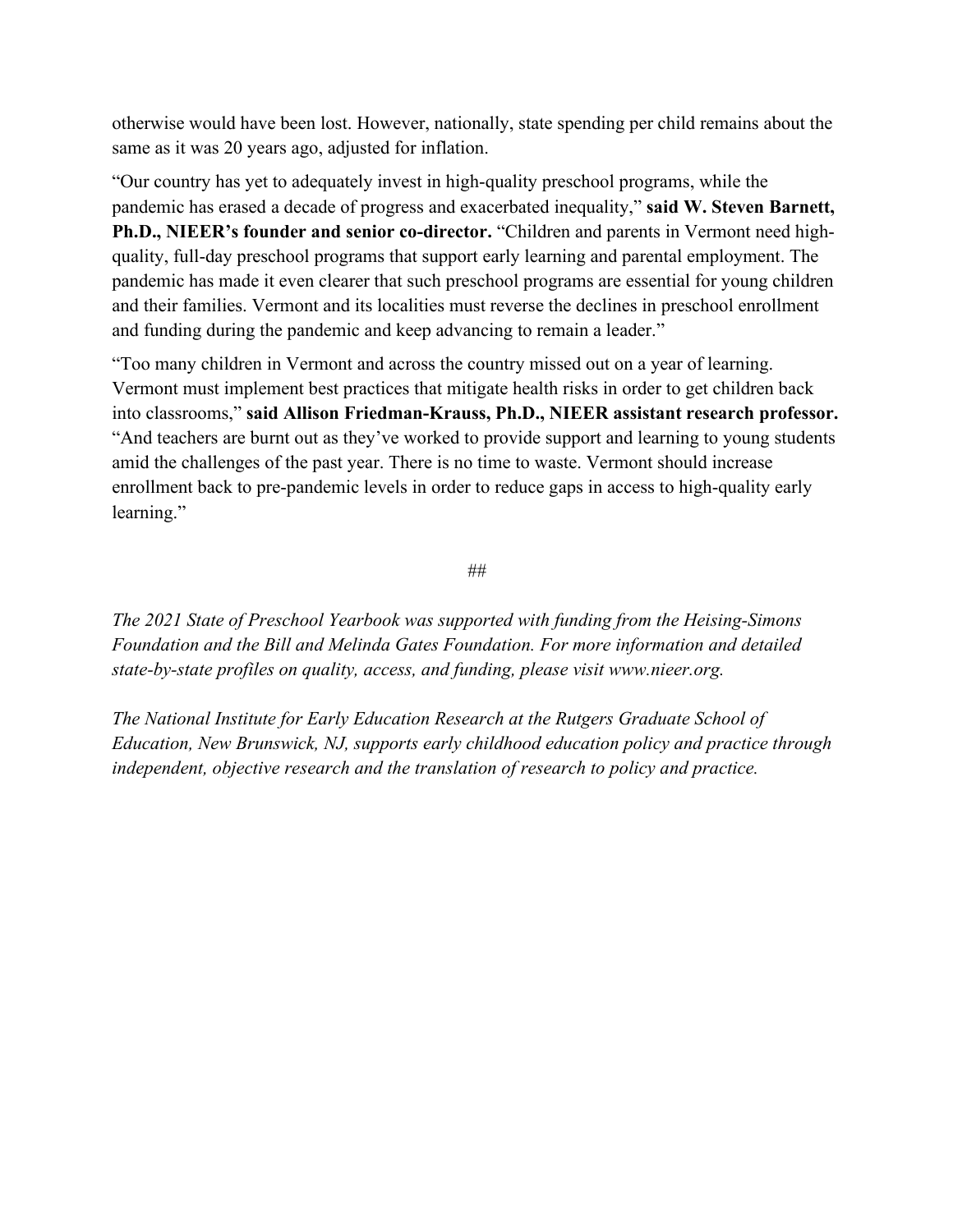otherwise would have been lost. However, nationally, state spending per child remains about the same as it was 20 years ago, adjusted for inflation.

"Our country has yet to adequately invest in high-quality preschool programs, while the pandemic has erased a decade of progress and exacerbated inequality," **said W. Steven Barnett, Ph.D., NIEER's founder and senior co-director.** "Children and parents in Vermont need high-quality, full-day preschool programs that support early learning and parental employment. The pandemic has made it even clearer that such preschool programs are essential for young children and their families. Vermont and its localities must reverse the declines in preschool enrollment and funding during the pandemic and keep advancing to remain a leader."

"Too many children in Vermont and across the country missed out on a year of learning. Vermont must implement best practices that mitigate health risks in order to get children back into classrooms," **said Allison Friedman-Krauss, Ph.D., NIEER assistant research professor.** "And teachers are burnt out as they've worked to provide support and learning to young students amid the challenges of the past year. There is no time to waste. Vermont should increase enrollment back to pre-pandemic levels in order to reduce gaps in access to high-quality early learning."

##

*The 2021 State of Preschool Yearbook was supported with funding from the Heising-Simons Foundation and the Bill and Melinda Gates Foundation. For more information and detailed state-by-state profiles on quality, access, and funding, please visit www.nieer.org.*

*The National Institute for Early Education Research at the Rutgers Graduate School of Education, New Brunswick, NJ, supports early childhood education policy and practice through independent, objective research and the translation of research to policy and practice.*